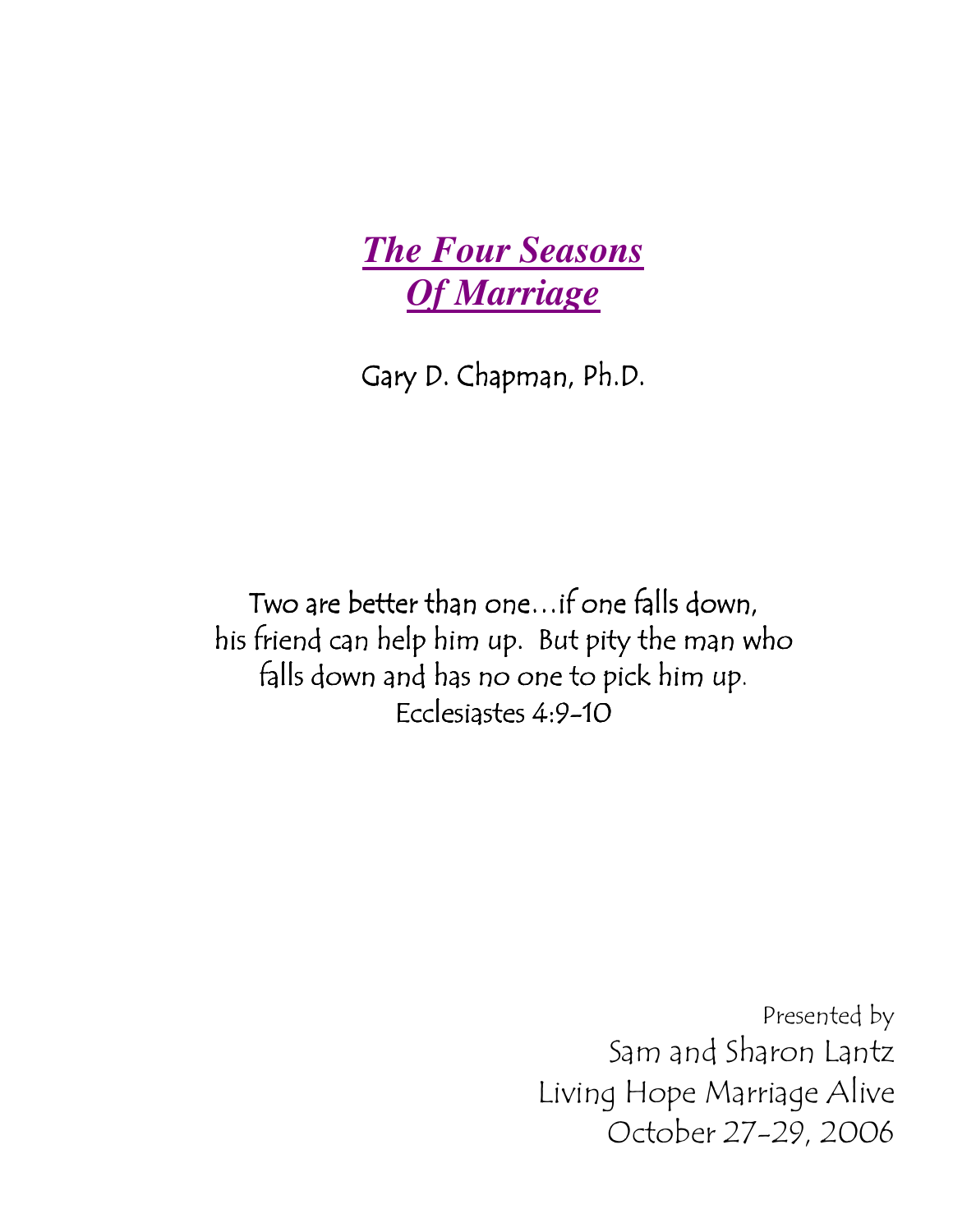# *The Four Seasons Of Marriage*

Gary D. Chapman, Ph.D.

Two are better than one…if one falls down, his friend can help him up. But pity the man who falls down and has no one to pick him up.
Ecclesiastes 4:9-10

Presented by
Sam and Sharon Lantz
Living Hope Marriage Alive
October 27-29, 2006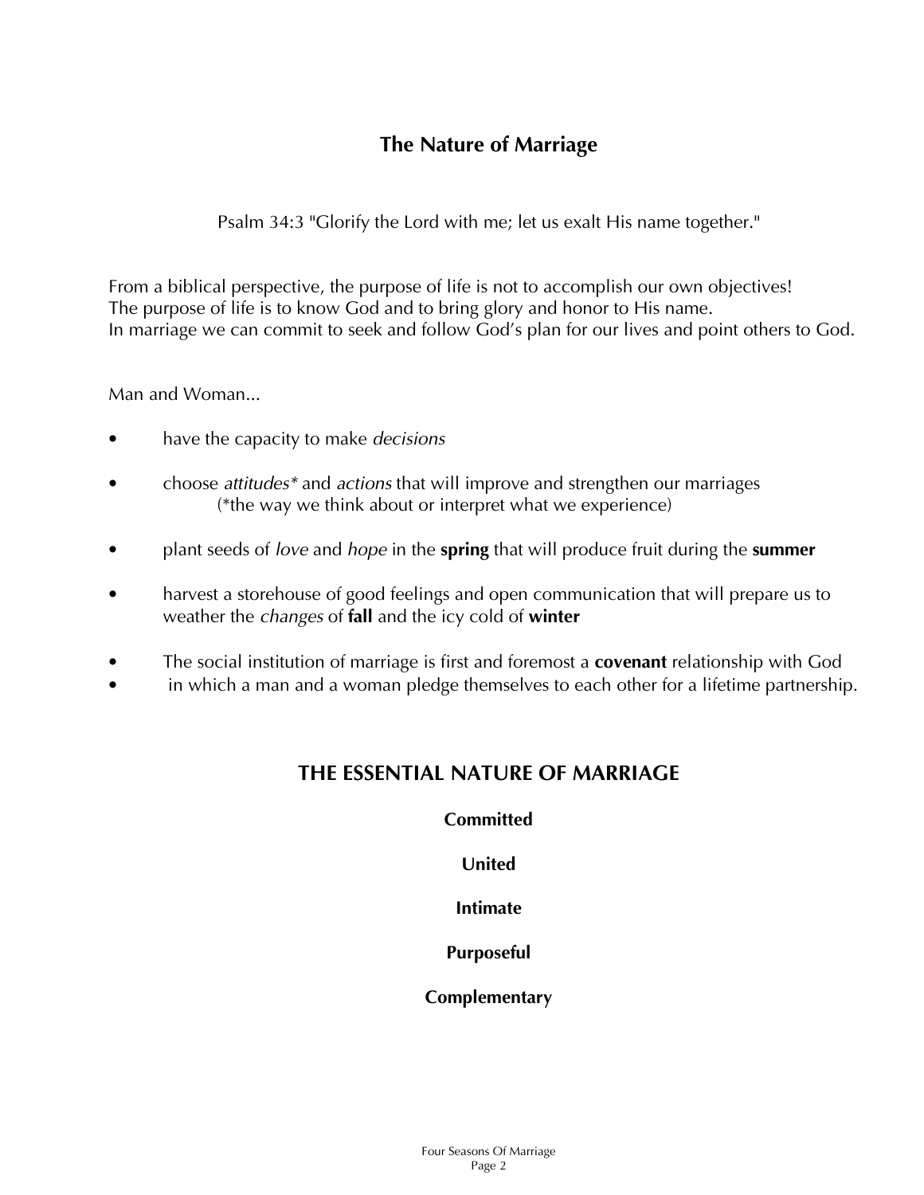# The Nature of Marriage

Psalm 34:3 "Glorify the Lord with me; let us exalt His name together."

From a biblical perspective, the purpose of life is not to accomplish our own objectives!
The purpose of life is to know God and to bring glory and honor to His name.
In marriage we can commit to seek and follow God's plan for our lives and point others to God.

Man and Woman...

- have the capacity to make *decisions*
- choose *attitudes** and *actions* that will improve and strengthen our marriages
  (*the way we think about or interpret what we experience)
- plant seeds of *love* and *hope* in the **spring** that will produce fruit during the **summer**
- harvest a storehouse of good feelings and open communication that will prepare us to weather the *changes* of **fall** and the icy cold of **winter**
- The social institution of marriage is first and foremost a **covenant** relationship with God
- in which a man and a woman pledge themselves to each other for a lifetime partnership.

## THE ESSENTIAL NATURE OF MARRIAGE

**Committed**

**United**

**Intimate**

**Purposeful**

**Complementary**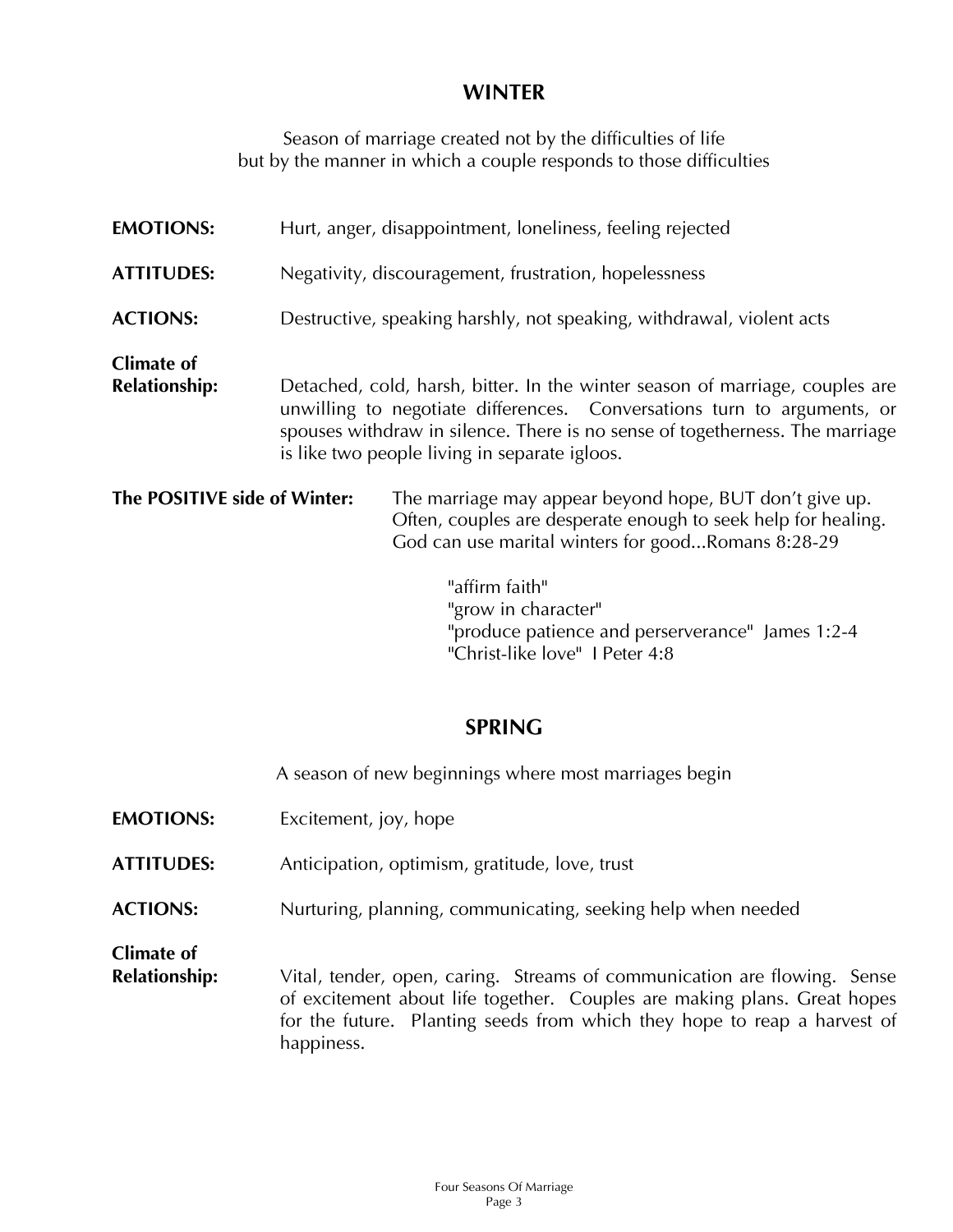## WINTER

Season of marriage created not by the difficulties of life
but by the manner in which a couple responds to those difficulties

**EMOTIONS:** Hurt, anger, disappointment, loneliness, feeling rejected

**ATTITUDES:** Negativity, discouragement, frustration, hopelessness

**ACTIONS:** Destructive, speaking harshly, not speaking, withdrawal, violent acts

**Climate of Relationship:** Detached, cold, harsh, bitter. In the winter season of marriage, couples are unwilling to negotiate differences. Conversations turn to arguments, or spouses withdraw in silence. There is no sense of togetherness. The marriage is like two people living in separate igloos.

**The POSITIVE side of Winter:** The marriage may appear beyond hope, BUT don't give up. Often, couples are desperate enough to seek help for healing. God can use marital winters for good...Romans 8:28-29

"affirm faith"
"grow in character"
"produce patience and perserverance" James 1:2-4
"Christ-like love" I Peter 4:8

## SPRING

A season of new beginnings where most marriages begin

**EMOTIONS:** Excitement, joy, hope

**ATTITUDES:** Anticipation, optimism, gratitude, love, trust

**ACTIONS:** Nurturing, planning, communicating, seeking help when needed

**Climate of Relationship:** Vital, tender, open, caring. Streams of communication are flowing. Sense of excitement about life together. Couples are making plans. Great hopes for the future. Planting seeds from which they hope to reap a harvest of happiness.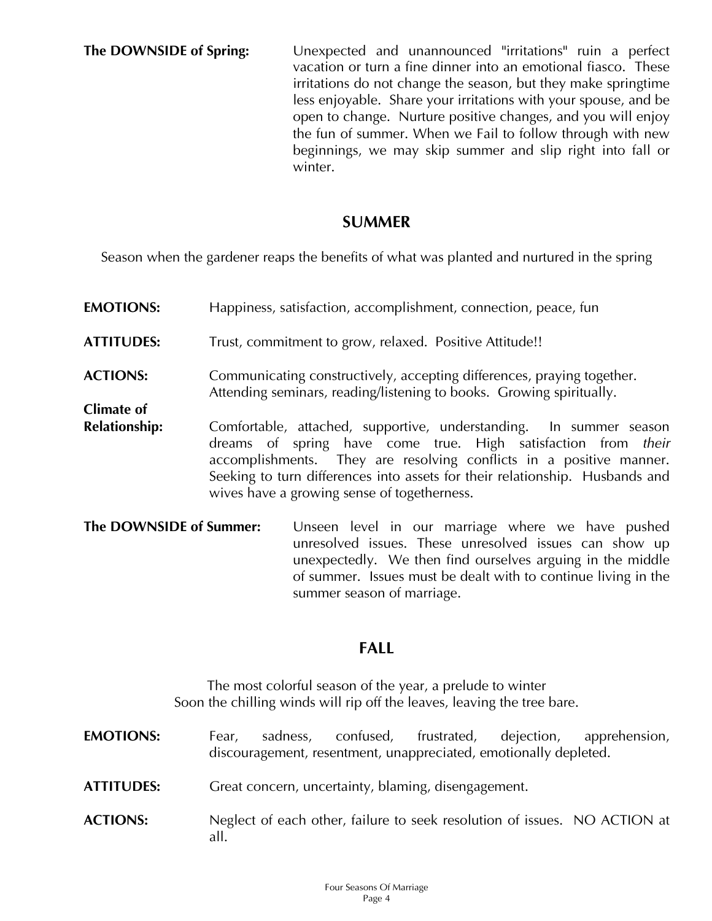**The DOWNSIDE of Spring:** Unexpected and unannounced "irritations" ruin a perfect vacation or turn a fine dinner into an emotional fiasco. These irritations do not change the season, but they make springtime less enjoyable. Share your irritations with your spouse, and be open to change. Nurture positive changes, and you will enjoy the fun of summer. When we Fail to follow through with new beginnings, we may skip summer and slip right into fall or winter.

## SUMMER

Season when the gardener reaps the benefits of what was planted and nurtured in the spring

**EMOTIONS:** Happiness, satisfaction, accomplishment, connection, peace, fun

**ATTITUDES:** Trust, commitment to grow, relaxed. Positive Attitude!!

**ACTIONS:** Communicating constructively, accepting differences, praying together. Attending seminars, reading/listening to books. Growing spiritually.

**Climate of Relationship:** Comfortable, attached, supportive, understanding. In summer season dreams of spring have come true. High satisfaction from *their* accomplishments. They are resolving conflicts in a positive manner. Seeking to turn differences into assets for their relationship. Husbands and wives have a growing sense of togetherness.

**The DOWNSIDE of Summer:** Unseen level in our marriage where we have pushed unresolved issues. These unresolved issues can show up unexpectedly. We then find ourselves arguing in the middle of summer. Issues must be dealt with to continue living in the summer season of marriage.

## FALL

The most colorful season of the year, a prelude to winter
Soon the chilling winds will rip off the leaves, leaving the tree bare.

**EMOTIONS:** Fear, sadness, confused, frustrated, dejection, apprehension, discouragement, resentment, unappreciated, emotionally depleted.

**ATTITUDES:** Great concern, uncertainty, blaming, disengagement.

**ACTIONS:** Neglect of each other, failure to seek resolution of issues. NO ACTION at all.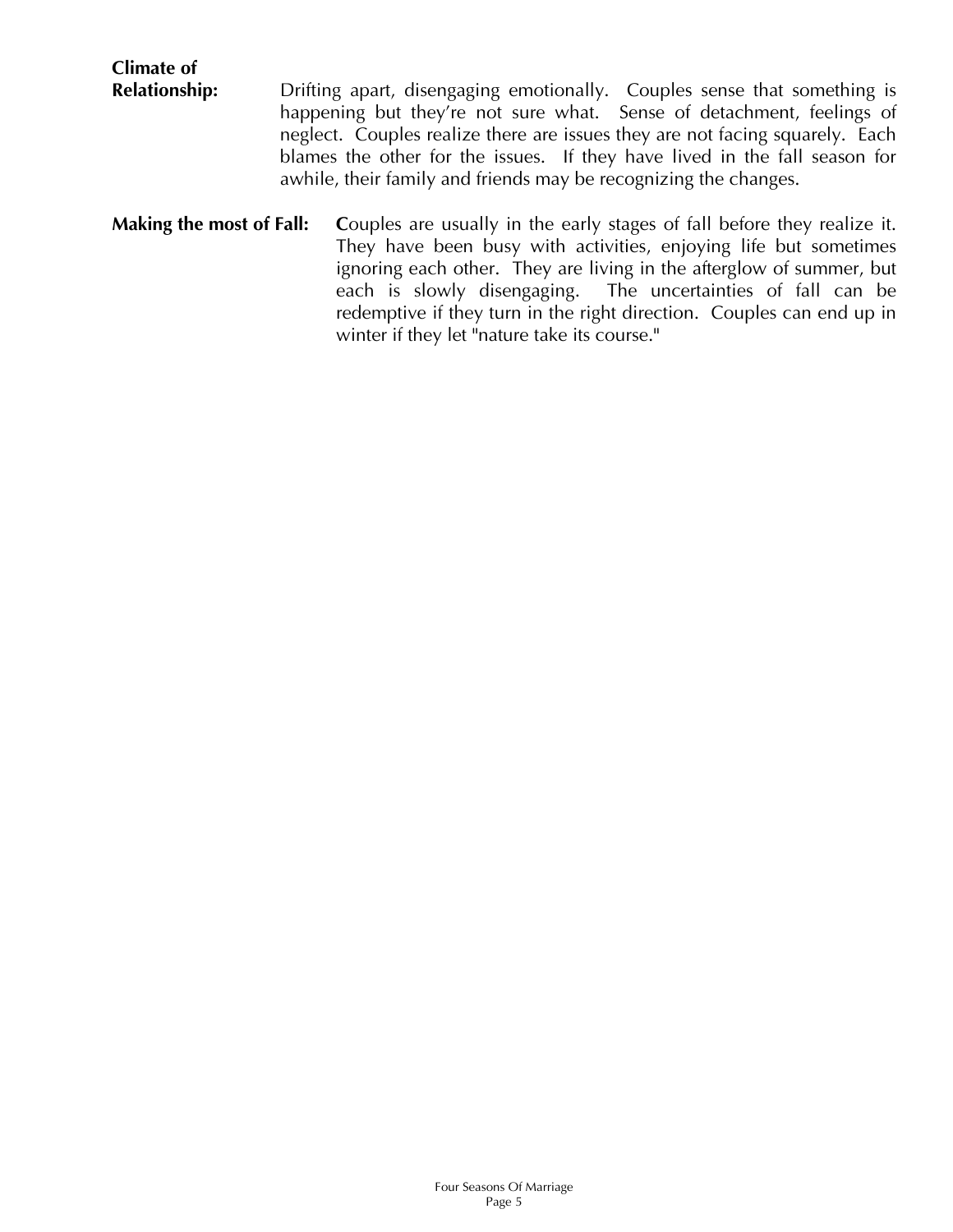**Climate of Relationship:** Drifting apart, disengaging emotionally. Couples sense that something is happening but they're not sure what. Sense of detachment, feelings of neglect. Couples realize there are issues they are not facing squarely. Each blames the other for the issues. If they have lived in the fall season for awhile, their family and friends may be recognizing the changes.

**Making the most of Fall:** **C**ouples are usually in the early stages of fall before they realize it. They have been busy with activities, enjoying life but sometimes ignoring each other. They are living in the afterglow of summer, but each is slowly disengaging. The uncertainties of fall can be redemptive if they turn in the right direction. Couples can end up in winter if they let "nature take its course."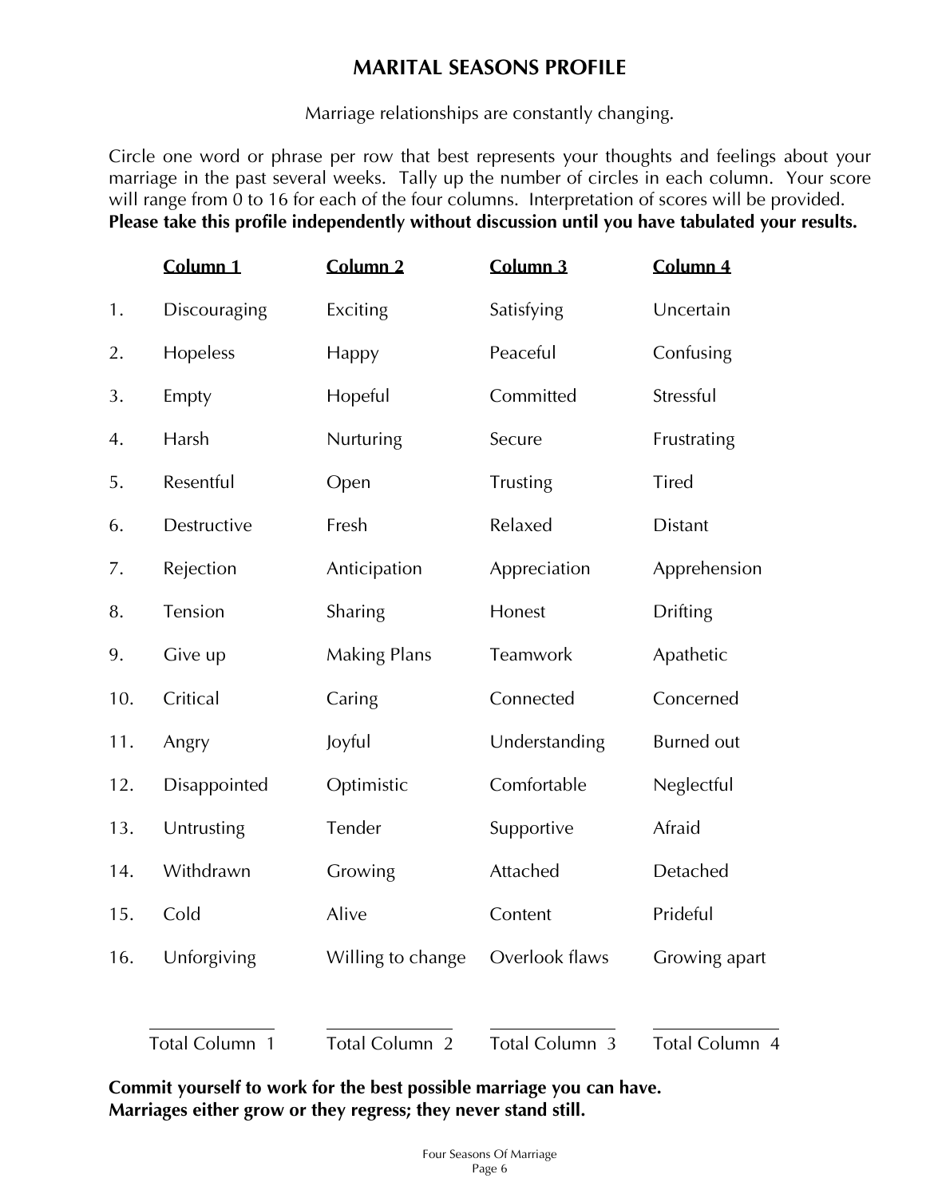# MARITAL SEASONS PROFILE

Marriage relationships are constantly changing.

Circle one word or phrase per row that best represents your thoughts and feelings about your marriage in the past several weeks. Tally up the number of circles in each column. Your score will range from 0 to 16 for each of the four columns. Interpretation of scores will be provided. **Please take this profile independently without discussion until you have tabulated your results.**

| | Column 1 | Column 2 | Column 3 | Column 4 |
|---|---|---|---|---|
| 1. | Discouraging | Exciting | Satisfying | Uncertain |
| 2. | Hopeless | Happy | Peaceful | Confusing |
| 3. | Empty | Hopeful | Committed | Stressful |
| 4. | Harsh | Nurturing | Secure | Frustrating |
| 5. | Resentful | Open | Trusting | Tired |
| 6. | Destructive | Fresh | Relaxed | Distant |
| 7. | Rejection | Anticipation | Appreciation | Apprehension |
| 8. | Tension | Sharing | Honest | Drifting |
| 9. | Give up | Making Plans | Teamwork | Apathetic |
| 10. | Critical | Caring | Connected | Concerned |
| 11. | Angry | Joyful | Understanding | Burned out |
| 12. | Disappointed | Optimistic | Comfortable | Neglectful |
| 13. | Untrusting | Tender | Supportive | Afraid |
| 14. | Withdrawn | Growing | Attached | Detached |
| 15. | Cold | Alive | Content | Prideful |
| 16. | Unforgiving | Willing to change | Overlook flaws | Growing apart |
| | ______ Total Column 1 | ______ Total Column 2 | ______ Total Column 3 | ______ Total Column 4 |

**Commit yourself to work for the best possible marriage you can have.**
**Marriages either grow or they regress; they never stand still.**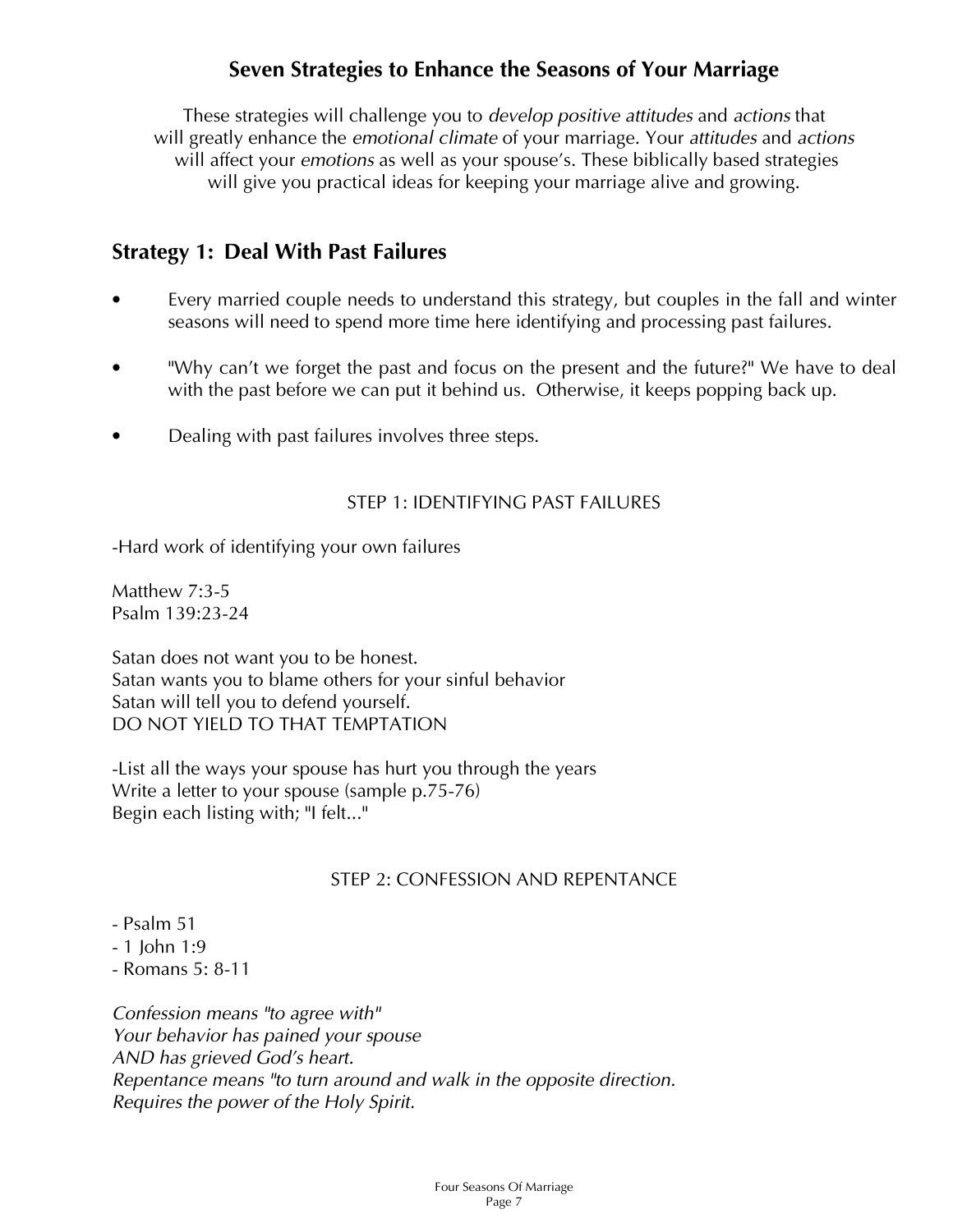## Seven Strategies to Enhance the Seasons of Your Marriage

These strategies will challenge you to *develop positive attitudes* and *actions* that will greatly enhance the *emotional climate* of your marriage. Your *attitudes* and *actions* will affect your *emotions* as well as your spouse's. These biblically based strategies will give you practical ideas for keeping your marriage alive and growing.

### Strategy 1: Deal With Past Failures

- Every married couple needs to understand this strategy, but couples in the fall and winter seasons will need to spend more time here identifying and processing past failures.
- "Why can't we forget the past and focus on the present and the future?" We have to deal with the past before we can put it behind us. Otherwise, it keeps popping back up.
- Dealing with past failures involves three steps.

STEP 1: IDENTIFYING PAST FAILURES

-Hard work of identifying your own failures

Matthew 7:3-5
Psalm 139:23-24

Satan does not want you to be honest.
Satan wants you to blame others for your sinful behavior
Satan will tell you to defend yourself.
DO NOT YIELD TO THAT TEMPTATION

-List all the ways your spouse has hurt you through the years
Write a letter to your spouse (sample p.75-76)
Begin each listing with; "I felt..."

STEP 2: CONFESSION AND REPENTANCE

- Psalm 51
- 1 John 1:9
- Romans 5: 8-11

*Confession means "to agree with"*
*Your behavior has pained your spouse*
*AND has grieved God's heart.*
*Repentance means "to turn around and walk in the opposite direction.*
*Requires the power of the Holy Spirit.*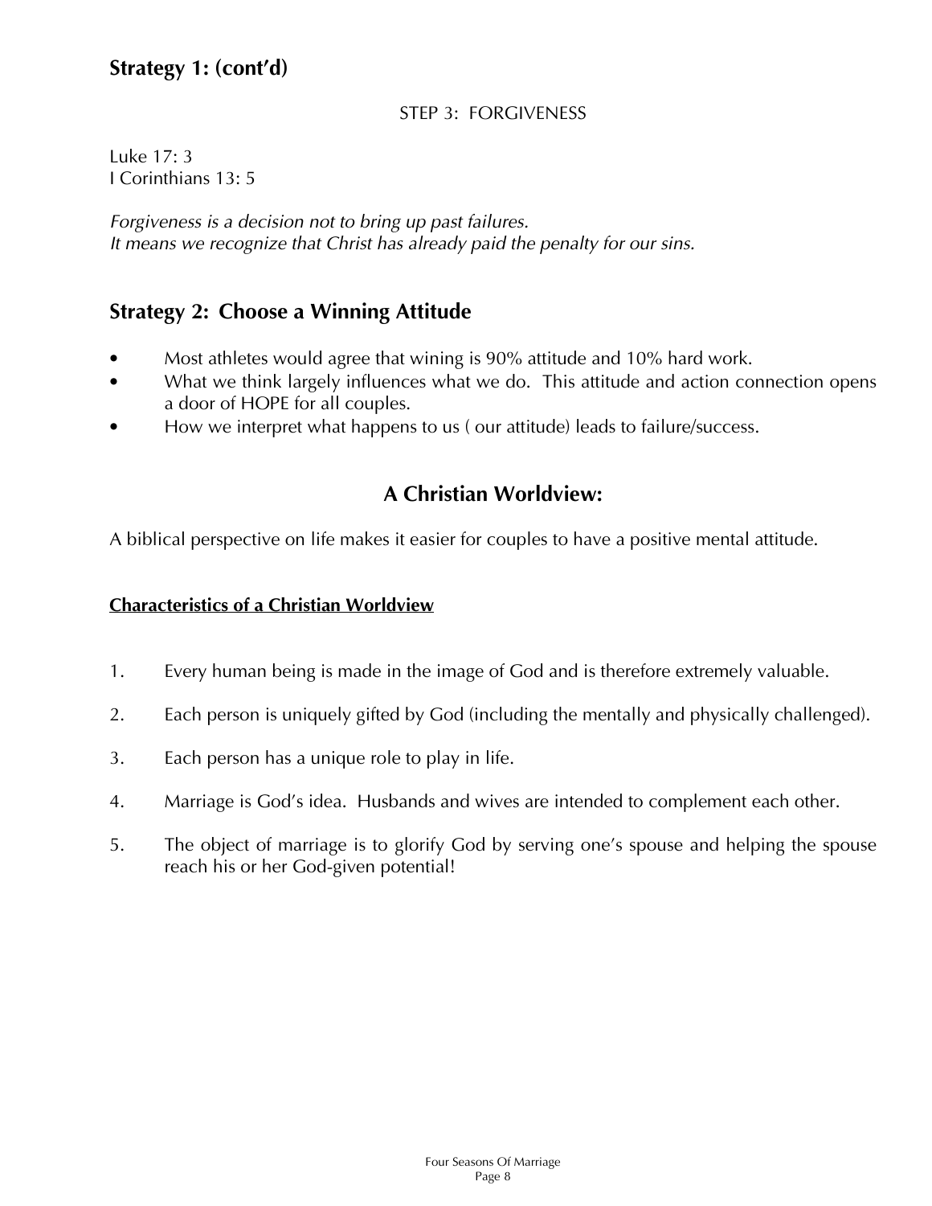## Strategy 1: (cont'd)

STEP 3: FORGIVENESS

Luke 17: 3
I Corinthians 13: 5

*Forgiveness is a decision not to bring up past failures.*
*It means we recognize that Christ has already paid the penalty for our sins.*

## Strategy 2: Choose a Winning Attitude

- Most athletes would agree that wining is 90% attitude and 10% hard work.
- What we think largely influences what we do. This attitude and action connection opens a door of HOPE for all couples.
- How we interpret what happens to us ( our attitude) leads to failure/success.

## A Christian Worldview:

A biblical perspective on life makes it easier for couples to have a positive mental attitude.

**Characteristics of a Christian Worldview**

1. Every human being is made in the image of God and is therefore extremely valuable.
2. Each person is uniquely gifted by God (including the mentally and physically challenged).
3. Each person has a unique role to play in life.
4. Marriage is God's idea. Husbands and wives are intended to complement each other.
5. The object of marriage is to glorify God by serving one's spouse and helping the spouse reach his or her God-given potential!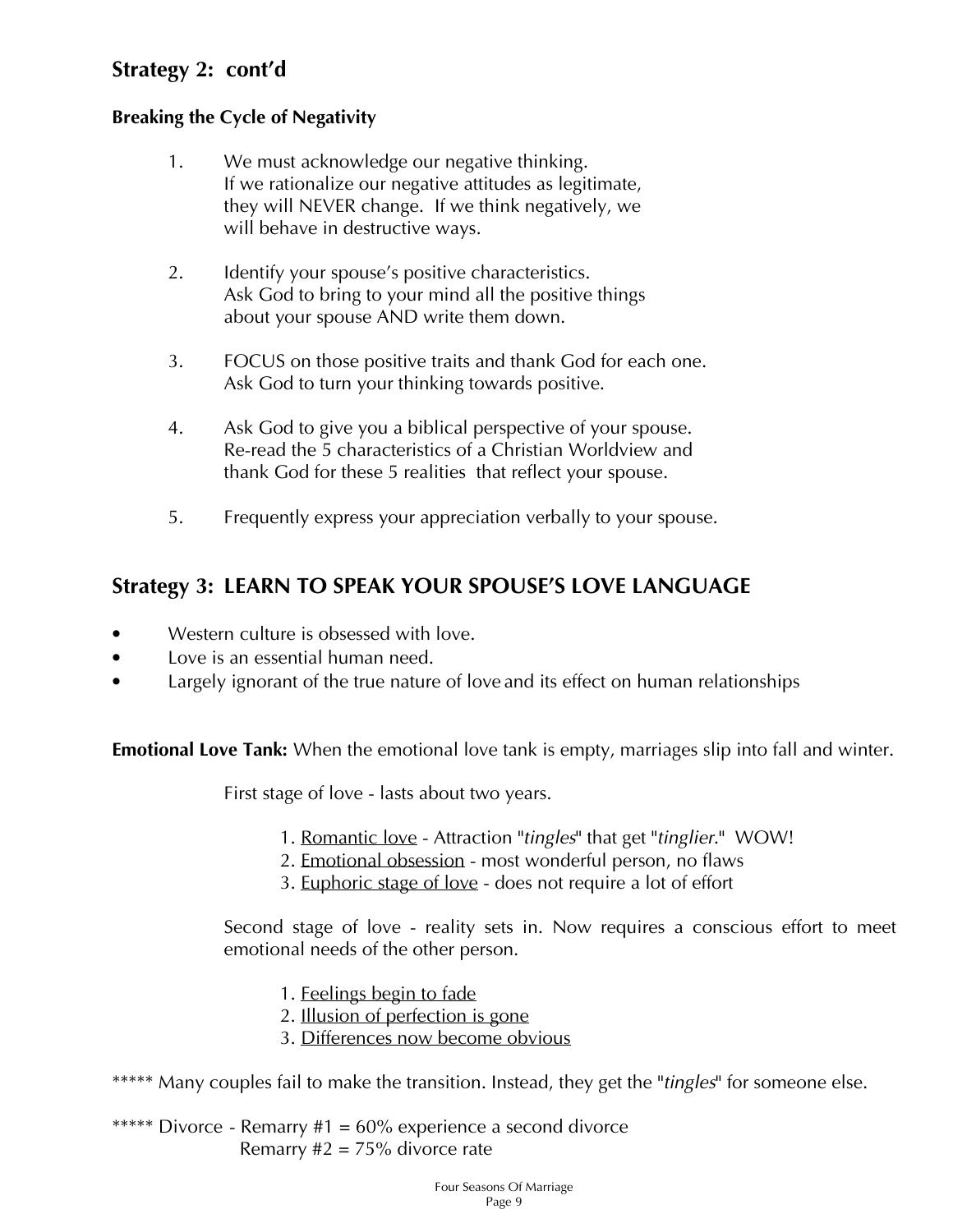## Strategy 2: cont'd

### Breaking the Cycle of Negativity

1. We must acknowledge our negative thinking. If we rationalize our negative attitudes as legitimate, they will NEVER change. If we think negatively, we will behave in destructive ways.

2. Identify your spouse's positive characteristics. Ask God to bring to your mind all the positive things about your spouse AND write them down.

3. FOCUS on those positive traits and thank God for each one. Ask God to turn your thinking towards positive.

4. Ask God to give you a biblical perspective of your spouse. Re-read the 5 characteristics of a Christian Worldview and thank God for these 5 realities that reflect your spouse.

5. Frequently express your appreciation verbally to your spouse.

## Strategy 3: LEARN TO SPEAK YOUR SPOUSE'S LOVE LANGUAGE

- Western culture is obsessed with love.
- Love is an essential human need.
- Largely ignorant of the true nature of love and its effect on human relationships

**Emotional Love Tank:** When the emotional love tank is empty, marriages slip into fall and winter.

First stage of love - lasts about two years.

1. <u>Romantic love</u> - Attraction "*tingles*" that get "*tinglier.*" WOW!
2. <u>Emotional obsession</u> - most wonderful person, no flaws
3. <u>Euphoric stage of love</u> - does not require a lot of effort

Second stage of love - reality sets in. Now requires a conscious effort to meet emotional needs of the other person.

1. <u>Feelings begin to fade</u>
2. <u>Illusion of perfection is gone</u>
3. <u>Differences now become obvious</u>

***** Many couples fail to make the transition. Instead, they get the "*tingles*" for someone else.

***** Divorce - Remarry #1 = 60% experience a second divorce
Remarry #2 = 75% divorce rate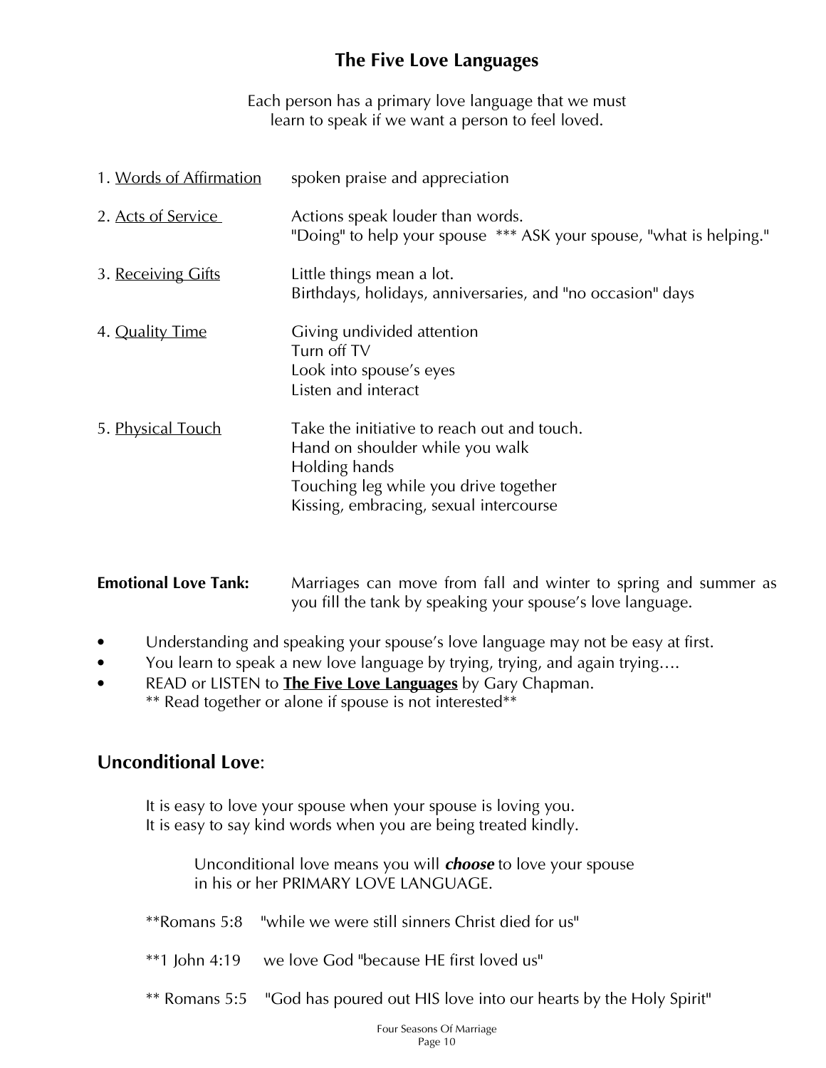## The Five Love Languages

Each person has a primary love language that we must learn to speak if we want a person to feel loved.

1. Words of Affirmation — spoken praise and appreciation

2. Acts of Service — Actions speak louder than words.
   "Doing" to help your spouse *** ASK your spouse, "what is helping."

3. Receiving Gifts — Little things mean a lot.
   Birthdays, holidays, anniversaries, and "no occasion" days

4. Quality Time — Giving undivided attention
   Turn off TV
   Look into spouse's eyes
   Listen and interact

5. Physical Touch — Take the initiative to reach out and touch.
   Hand on shoulder while you walk
   Holding hands
   Touching leg while you drive together
   Kissing, embracing, sexual intercourse

**Emotional Love Tank:** Marriages can move from fall and winter to spring and summer as you fill the tank by speaking your spouse's love language.

- Understanding and speaking your spouse's love language may not be easy at first.
- You learn to speak a new love language by trying, trying, and again trying….
- READ or LISTEN to **The Five Love Languages** by Gary Chapman.
  ** Read together or alone if spouse is not interested**

## Unconditional Love:

It is easy to love your spouse when your spouse is loving you.
It is easy to say kind words when you are being treated kindly.

> Unconditional love means you will ***choose*** to love your spouse in his or her PRIMARY LOVE LANGUAGE.

**Romans 5:8 "while we were still sinners Christ died for us"

**1 John 4:19 we love God "because HE first loved us"

** Romans 5:5 "God has poured out HIS love into our hearts by the Holy Spirit"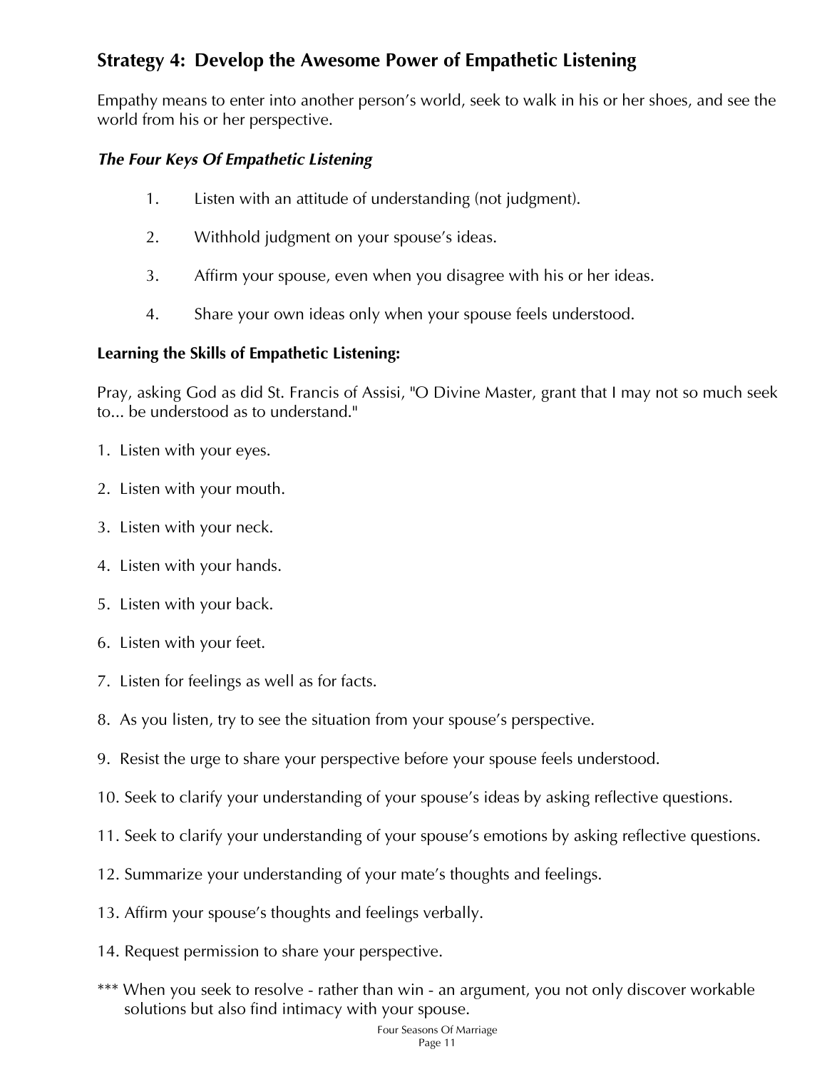## Strategy 4: Develop the Awesome Power of Empathetic Listening

Empathy means to enter into another person's world, seek to walk in his or her shoes, and see the world from his or her perspective.

### *The Four Keys Of Empathetic Listening*

1. Listen with an attitude of understanding (not judgment).
2. Withhold judgment on your spouse's ideas.
3. Affirm your spouse, even when you disagree with his or her ideas.
4. Share your own ideas only when your spouse feels understood.

**Learning the Skills of Empathetic Listening:**

Pray, asking God as did St. Francis of Assisi, "O Divine Master, grant that I may not so much seek to... be understood as to understand."

1. Listen with your eyes.
2. Listen with your mouth.
3. Listen with your neck.
4. Listen with your hands.
5. Listen with your back.
6. Listen with your feet.
7. Listen for feelings as well as for facts.
8. As you listen, try to see the situation from your spouse's perspective.
9. Resist the urge to share your perspective before your spouse feels understood.
10. Seek to clarify your understanding of your spouse's ideas by asking reflective questions.
11. Seek to clarify your understanding of your spouse's emotions by asking reflective questions.
12. Summarize your understanding of your mate's thoughts and feelings.
13. Affirm your spouse's thoughts and feelings verbally.
14. Request permission to share your perspective.

*** When you seek to resolve - rather than win - an argument, you not only discover workable solutions but also find intimacy with your spouse.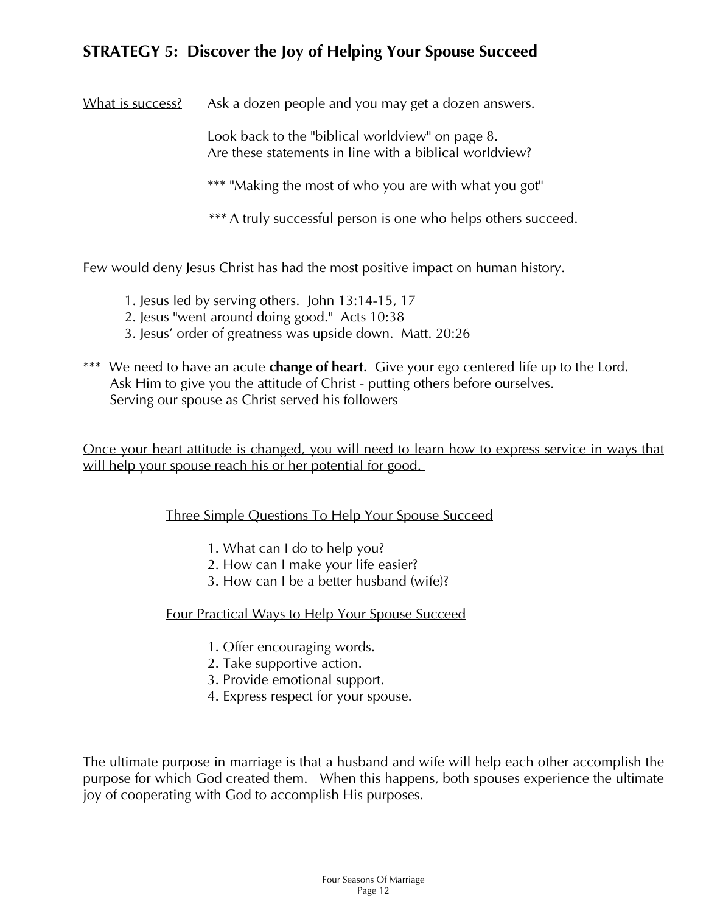## STRATEGY 5: Discover the Joy of Helping Your Spouse Succeed

What is success? Ask a dozen people and you may get a dozen answers.

Look back to the "biblical worldview" on page 8.
Are these statements in line with a biblical worldview?

*** "Making the most of who you are with what you got"

*** A truly successful person is one who helps others succeed.

Few would deny Jesus Christ has had the most positive impact on human history.

1. Jesus led by serving others. John 13:14-15, 17
2. Jesus "went around doing good." Acts 10:38
3. Jesus' order of greatness was upside down. Matt. 20:26

*** We need to have an acute **change of heart**. Give your ego centered life up to the Lord.
Ask Him to give you the attitude of Christ - putting others before ourselves.
Serving our spouse as Christ served his followers

Once your heart attitude is changed, you will need to learn how to express service in ways that will help your spouse reach his or her potential for good.

Three Simple Questions To Help Your Spouse Succeed

1. What can I do to help you?
2. How can I make your life easier?
3. How can I be a better husband (wife)?

Four Practical Ways to Help Your Spouse Succeed

1. Offer encouraging words.
2. Take supportive action.
3. Provide emotional support.
4. Express respect for your spouse.

The ultimate purpose in marriage is that a husband and wife will help each other accomplish the purpose for which God created them. When this happens, both spouses experience the ultimate joy of cooperating with God to accomplish His purposes.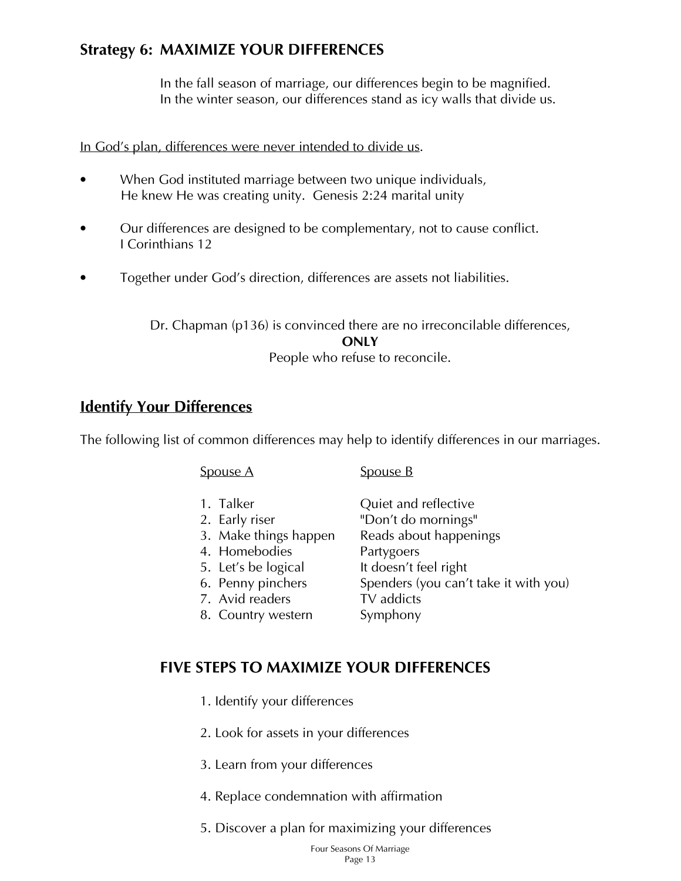## Strategy 6: MAXIMIZE YOUR DIFFERENCES

In the fall season of marriage, our differences begin to be magnified.
In the winter season, our differences stand as icy walls that divide us.

<u>In God's plan, differences were never intended to divide us</u>.

- When God instituted marriage between two unique individuals, He knew He was creating unity. Genesis 2:24 marital unity
- Our differences are designed to be complementary, not to cause conflict. I Corinthians 12
- Together under God's direction, differences are assets not liabilities.

Dr. Chapman (p136) is convinced there are no irreconcilable differences,
**ONLY**
People who refuse to reconcile.

## Identify Your Differences

The following list of common differences may help to identify differences in our marriages.

| Spouse A | Spouse B |
|---|---|
| 1. Talker | Quiet and reflective |
| 2. Early riser | "Don't do mornings" |
| 3. Make things happen | Reads about happenings |
| 4. Homebodies | Partygoers |
| 5. Let's be logical | It doesn't feel right |
| 6. Penny pinchers | Spenders (you can't take it with you) |
| 7. Avid readers | TV addicts |
| 8. Country western | Symphony |

## FIVE STEPS TO MAXIMIZE YOUR DIFFERENCES

1. Identify your differences
2. Look for assets in your differences
3. Learn from your differences
4. Replace condemnation with affirmation
5. Discover a plan for maximizing your differences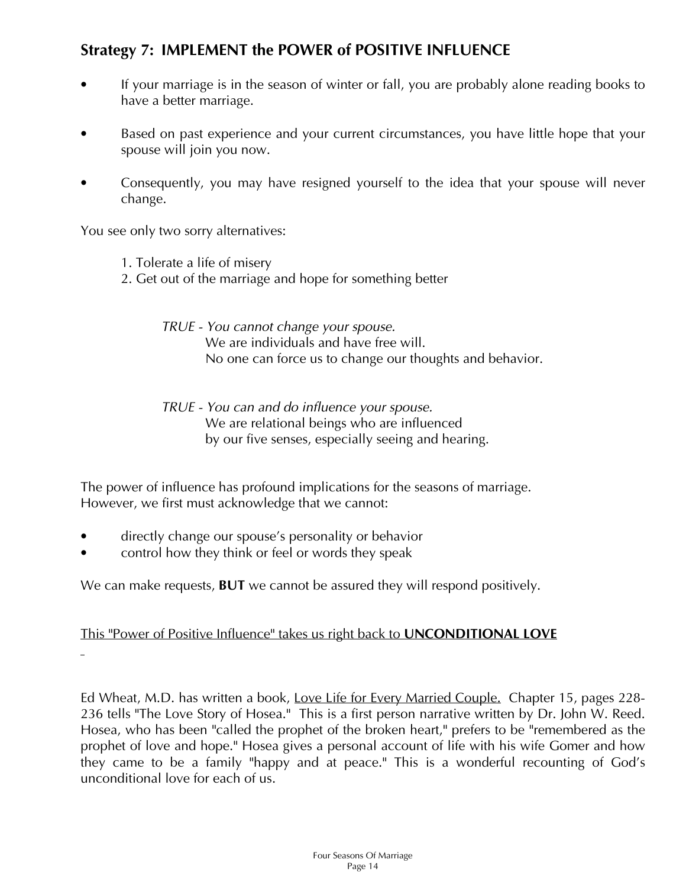## Strategy 7: IMPLEMENT the POWER of POSITIVE INFLUENCE

- If your marriage is in the season of winter or fall, you are probably alone reading books to have a better marriage.
- Based on past experience and your current circumstances, you have little hope that your spouse will join you now.
- Consequently, you may have resigned yourself to the idea that your spouse will never change.

You see only two sorry alternatives:

1. Tolerate a life of misery
2. Get out of the marriage and hope for something better

> TRUE - *You cannot change your spouse.*
> We are individuals and have free will.
> No one can force us to change our thoughts and behavior.

> TRUE - *You can and do influence your spouse.*
> We are relational beings who are influenced
> by our five senses, especially seeing and hearing.

The power of influence has profound implications for the seasons of marriage.
However, we first must acknowledge that we cannot:

- directly change our spouse's personality or behavior
- control how they think or feel or words they speak

We can make requests, **BUT** we cannot be assured they will respond positively.

<u>This "Power of Positive Influence" takes us right back to **UNCONDITIONAL LOVE**</u>

Ed Wheat, M.D. has written a book, <u>Love Life for Every Married Couple.</u> Chapter 15, pages 228-236 tells "The Love Story of Hosea." This is a first person narrative written by Dr. John W. Reed. Hosea, who has been "called the prophet of the broken heart," prefers to be "remembered as the prophet of love and hope." Hosea gives a personal account of life with his wife Gomer and how they came to be a family "happy and at peace." This is a wonderful recounting of God's unconditional love for each of us.